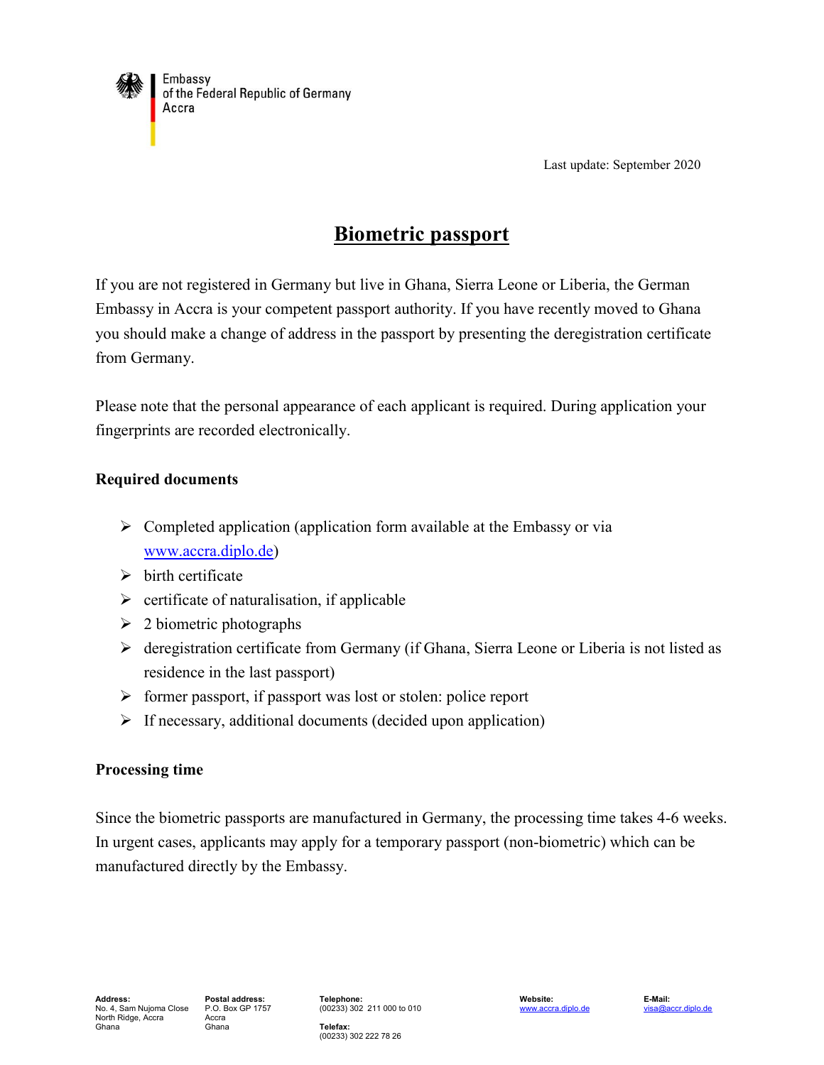Embassy
of the Federal Republic of Germany
Accra

Last update: September 2020

# Biometric passport

If you are not registered in Germany but live in Ghana, Sierra Leone or Liberia, the German Embassy in Accra is your competent passport authority. If you have recently moved to Ghana you should make a change of address in the passport by presenting the deregistration certificate from Germany.

Please note that the personal appearance of each applicant is required. During application your fingerprints are recorded electronically.

### Required documents

- Completed application (application form available at the Embassy or via [www.accra.diplo.de](http://www.accra.diplo.de))
- birth certificate
- certificate of naturalisation, if applicable
- 2 biometric photographs
- deregistration certificate from Germany (if Ghana, Sierra Leone or Liberia is not listed as residence in the last passport)
- former passport, if passport was lost or stolen: police report
- If necessary, additional documents (decided upon application)

### Processing time

Since the biometric passports are manufactured in Germany, the processing time takes 4-6 weeks. In urgent cases, applicants may apply for a temporary passport (non-biometric) which can be manufactured directly by the Embassy.

**Address:**
No. 4, Sam Nujoma Close
North Ridge, Accra
Ghana

**Postal address:**
P.O. Box GP 1757
Accra
Ghana

**Telephone:**
(00233) 302 211 000 to 010

**Telefax:**
(00233) 302 222 78 26

**Website:**
[www.accra.diplo.de](http://www.accra.diplo.de)

**E-Mail:**
[visa@accr.diplo.de](mailto:visa@accr.diplo.de)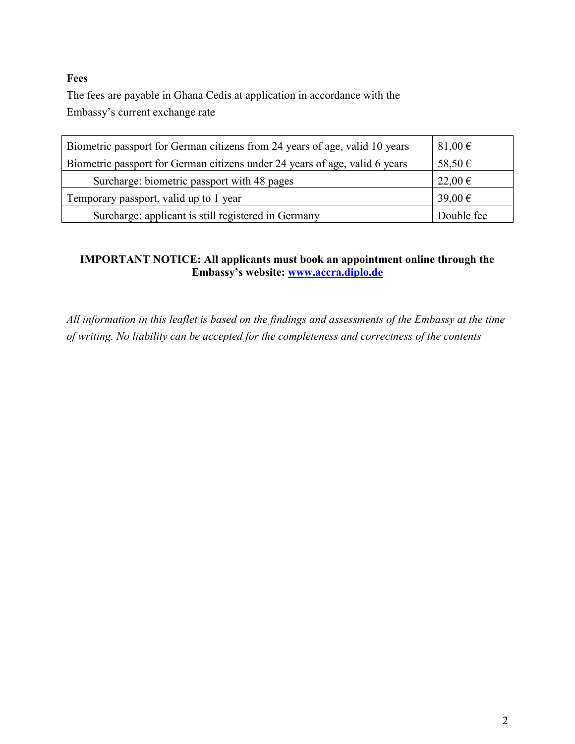**Fees**

The fees are payable in Ghana Cedis at application in accordance with the Embassy's current exchange rate

| | |
|---|---|
| Biometric passport for German citizens from 24 years of age, valid 10 years | 81,00 € |
| Biometric passport for German citizens under 24 years of age, valid 6 years | 58,50 € |
| Surcharge: biometric passport with 48 pages | 22,00 € |
| Temporary passport, valid up to 1 year | 39,00 € |
| Surcharge: applicant is still registered in Germany | Double fee |

**IMPORTANT NOTICE: All applicants must book an appointment online through the Embassy's website: [www.accra.diplo.de](www.accra.diplo.de)**

*All information in this leaflet is based on the findings and assessments of the Embassy at the time of writing. No liability can be accepted for the completeness and correctness of the contents*